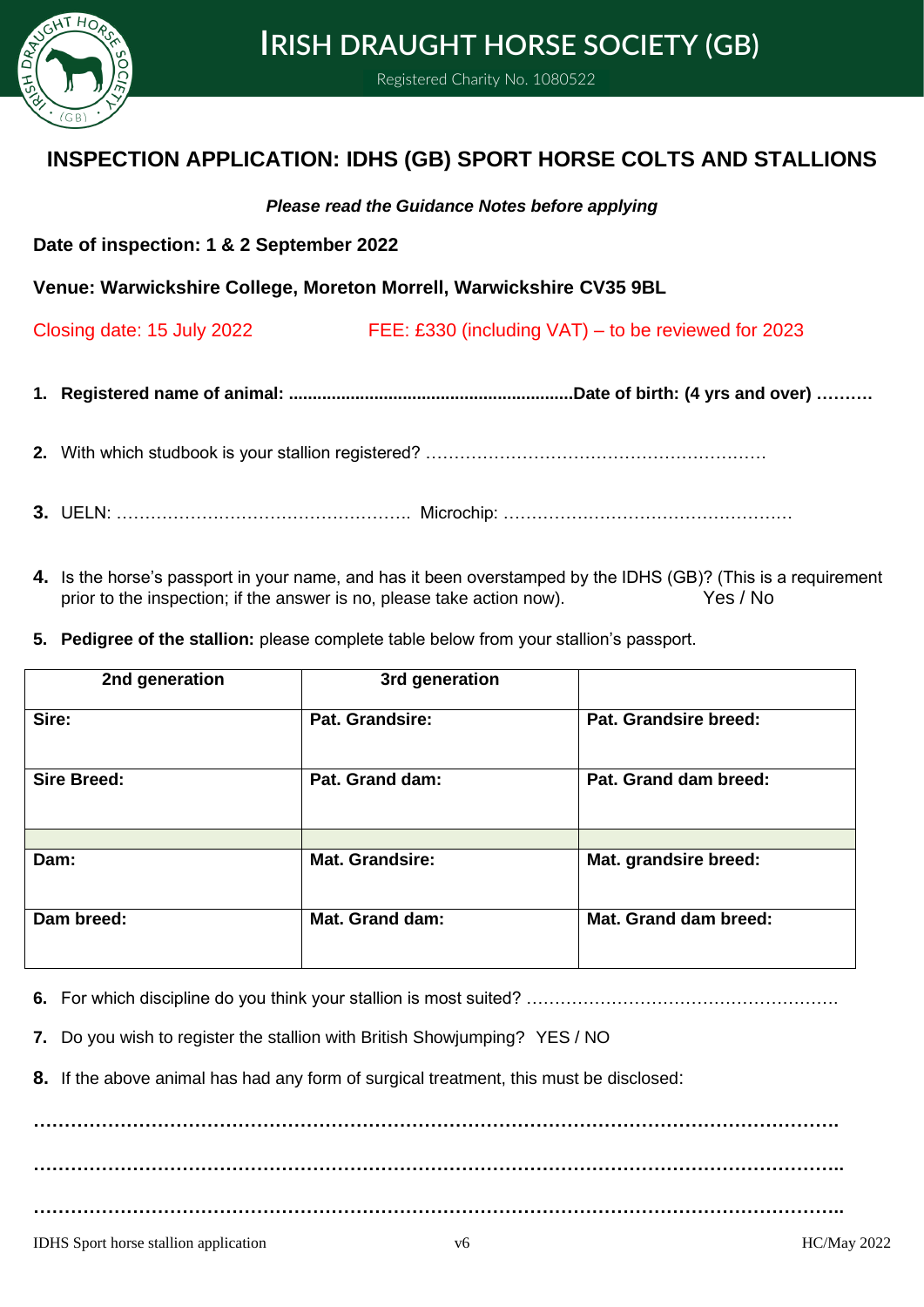# IRISH DRAUGHT HORSE SOCIETY (GB)

Registered Charity No. 1080522

## INSPECTION APPLICATION: IDHS (GB) SPORT HORSE COLTS AND STALLIONS

***Please read the Guidance Notes before applying***

**Date of inspection: 1 & 2 September 2022**

**Venue: Warwickshire College, Moreton Morrell, Warwickshire CV35 9BL**

Closing date: 15 July 2022　　　　FEE: £330 (including VAT) – to be reviewed for 2023

1. **Registered name of animal: ............................................................Date of birth: (4 yrs and over) ……….**

2. With which studbook is your stallion registered? ……………………………………………………

3. UELN: ……………………………………………. Microchip: …………………………………………..

4. Is the horse's passport in your name, and has it been overstamped by the IDHS (GB)? (This is a requirement prior to the inspection; if the answer is no, please take action now). Yes / No

5. **Pedigree of the stallion:** please complete table below from your stallion's passport.

| 2nd generation | 3rd generation | |
|---|---|---|
| **Sire:** | **Pat. Grandsire:** | **Pat. Grandsire breed:** |
| **Sire Breed:** | **Pat. Grand dam:** | **Pat. Grand dam breed:** |
| | | |
| **Dam:** | **Mat. Grandsire:** | **Mat. grandsire breed:** |
| **Dam breed:** | **Mat. Grand dam:** | **Mat. Grand dam breed:** |

6. For which discipline do you think your stallion is most suited? ……………………………………………….

7. Do you wish to register the stallion with British Showjumping? YES / NO

8. If the above animal has had any form of surgical treatment, this must be disclosed:

……………………………………………………………………………………………………………………….

………………………………………………………………………………………………………………………..

………………………………………………………………………………………………………………………..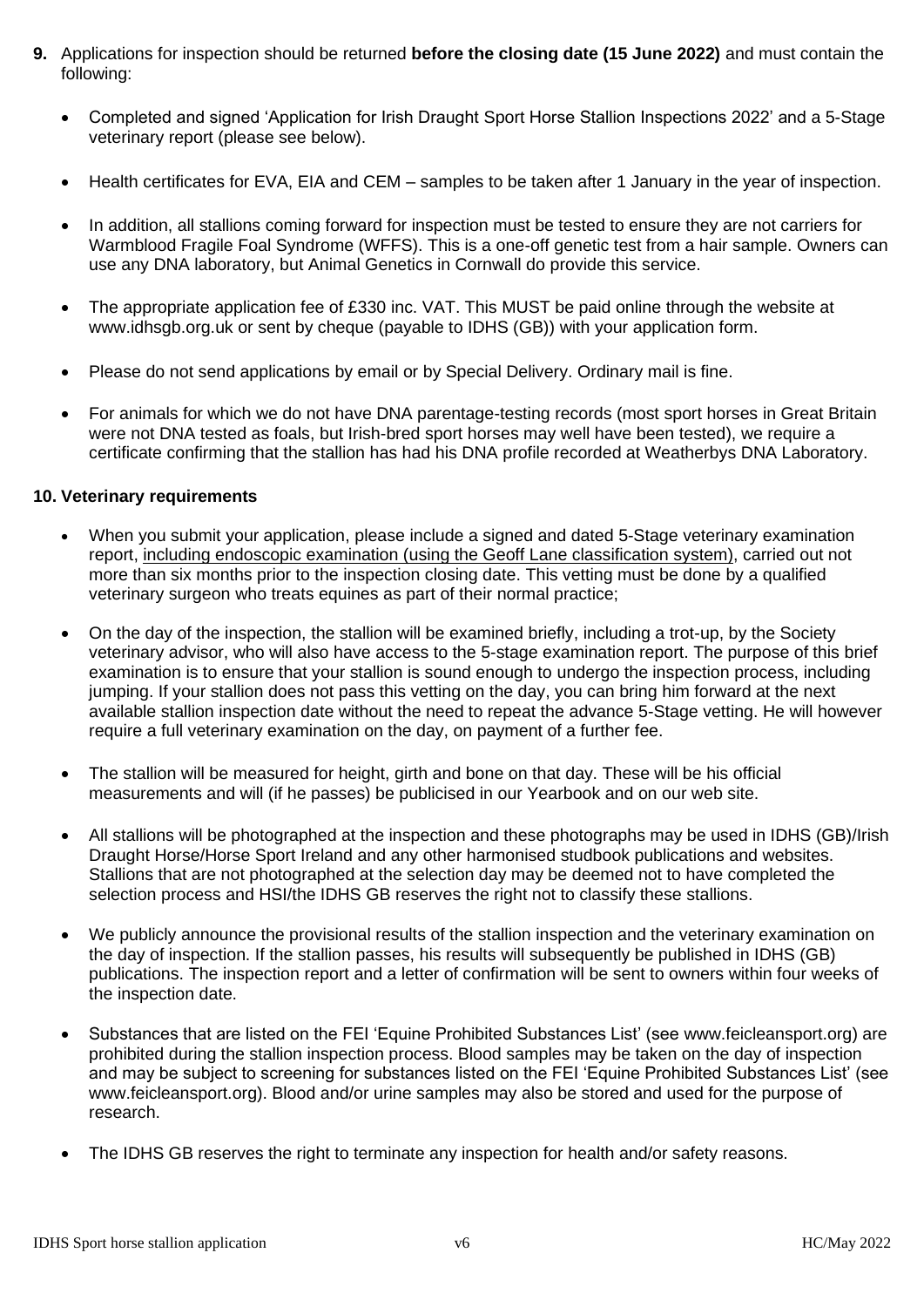9. Applications for inspection should be returned **before the closing date (15 June 2022)** and must contain the following:

   - Completed and signed 'Application for Irish Draught Sport Horse Stallion Inspections 2022' and a 5-Stage veterinary report (please see below).
   - Health certificates for EVA, EIA and CEM – samples to be taken after 1 January in the year of inspection.
   - In addition, all stallions coming forward for inspection must be tested to ensure they are not carriers for Warmblood Fragile Foal Syndrome (WFFS). This is a one-off genetic test from a hair sample. Owners can use any DNA laboratory, but Animal Genetics in Cornwall do provide this service.
   - The appropriate application fee of £330 inc. VAT. This MUST be paid online through the website at www.idhsgb.org.uk or sent by cheque (payable to IDHS (GB)) with your application form.
   - Please do not send applications by email or by Special Delivery. Ordinary mail is fine.
   - For animals for which we do not have DNA parentage-testing records (most sport horses in Great Britain were not DNA tested as foals, but Irish-bred sport horses may well have been tested), we require a certificate confirming that the stallion has had his DNA profile recorded at Weatherbys DNA Laboratory.

**10. Veterinary requirements**

- When you submit your application, please include a signed and dated 5-Stage veterinary examination report, including endoscopic examination (using the Geoff Lane classification system), carried out not more than six months prior to the inspection closing date. This vetting must be done by a qualified veterinary surgeon who treats equines as part of their normal practice;
- On the day of the inspection, the stallion will be examined briefly, including a trot-up, by the Society veterinary advisor, who will also have access to the 5-stage examination report. The purpose of this brief examination is to ensure that your stallion is sound enough to undergo the inspection process, including jumping. If your stallion does not pass this vetting on the day, you can bring him forward at the next available stallion inspection date without the need to repeat the advance 5-Stage vetting. He will however require a full veterinary examination on the day, on payment of a further fee.
- The stallion will be measured for height, girth and bone on that day. These will be his official measurements and will (if he passes) be publicised in our Yearbook and on our web site.
- All stallions will be photographed at the inspection and these photographs may be used in IDHS (GB)/Irish Draught Horse/Horse Sport Ireland and any other harmonised studbook publications and websites. Stallions that are not photographed at the selection day may be deemed not to have completed the selection process and HSI/the IDHS GB reserves the right not to classify these stallions.
- We publicly announce the provisional results of the stallion inspection and the veterinary examination on the day of inspection. If the stallion passes, his results will subsequently be published in IDHS (GB) publications. The inspection report and a letter of confirmation will be sent to owners within four weeks of the inspection date.
- Substances that are listed on the FEI 'Equine Prohibited Substances List' (see www.feicleansport.org) are prohibited during the stallion inspection process. Blood samples may be taken on the day of inspection and may be subject to screening for substances listed on the FEI 'Equine Prohibited Substances List' (see www.feicleansport.org). Blood and/or urine samples may also be stored and used for the purpose of research.
- The IDHS GB reserves the right to terminate any inspection for health and/or safety reasons.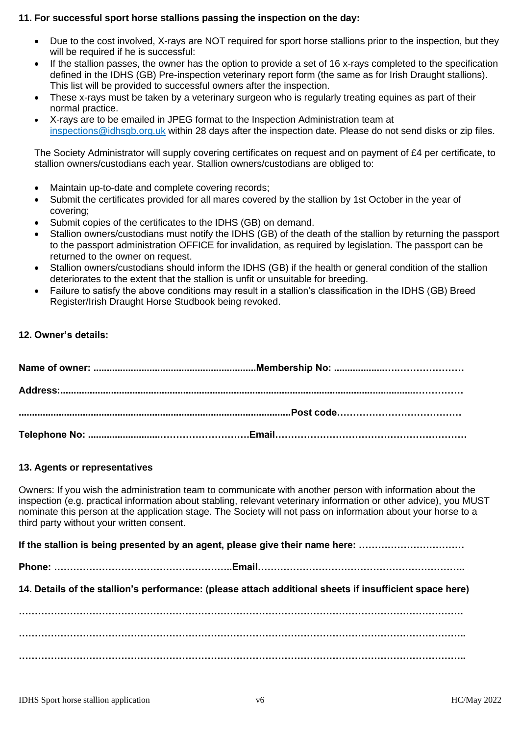**11. For successful sport horse stallions passing the inspection on the day:**

- Due to the cost involved, X-rays are NOT required for sport horse stallions prior to the inspection, but they will be required if he is successful:
- If the stallion passes, the owner has the option to provide a set of 16 x-rays completed to the specification defined in the IDHS (GB) Pre-inspection veterinary report form (the same as for Irish Draught stallions). This list will be provided to successful owners after the inspection.
- These x-rays must be taken by a veterinary surgeon who is regularly treating equines as part of their normal practice.
- X-rays are to be emailed in JPEG format to the Inspection Administration team at inspections@idhsgb.org.uk within 28 days after the inspection date. Please do not send disks or zip files.

The Society Administrator will supply covering certificates on request and on payment of £4 per certificate, to stallion owners/custodians each year. Stallion owners/custodians are obliged to:

- Maintain up-to-date and complete covering records;
- Submit the certificates provided for all mares covered by the stallion by 1st October in the year of covering;
- Submit copies of the certificates to the IDHS (GB) on demand.
- Stallion owners/custodians must notify the IDHS (GB) of the death of the stallion by returning the passport to the passport administration OFFICE for invalidation, as required by legislation. The passport can be returned to the owner on request.
- Stallion owners/custodians should inform the IDHS (GB) if the health or general condition of the stallion deteriorates to the extent that the stallion is unfit or unsuitable for breeding.
- Failure to satisfy the above conditions may result in a stallion's classification in the IDHS (GB) Breed Register/Irish Draught Horse Studbook being revoked.

**12. Owner's details:**

**Name of owner: .............................................................Membership No: ..................……………………**

**Address:.....................................................................................................................................……………**

**....................................................................................................Post code…………………………………**

**Telephone No: ..........................………………………Email……………………………………………………**

**13. Agents or representatives**

Owners: If you wish the administration team to communicate with another person with information about the inspection (e.g. practical information about stabling, relevant veterinary information or other advice), you MUST nominate this person at the application stage. The Society will not pass on information about your horse to a third party without your written consent.

**If the stallion is being presented by an agent, please give their name here: ……………………………**

**Phone: ………………………………………………..Email………………………………………………………..**

**14. Details of the stallion's performance: (please attach additional sheets if insufficient space here)**

**……………………………………………………………………………………………………………………….**

**………………………………………………………………………………………………………………………..**

**………………………………………………………………………………………………………………………..**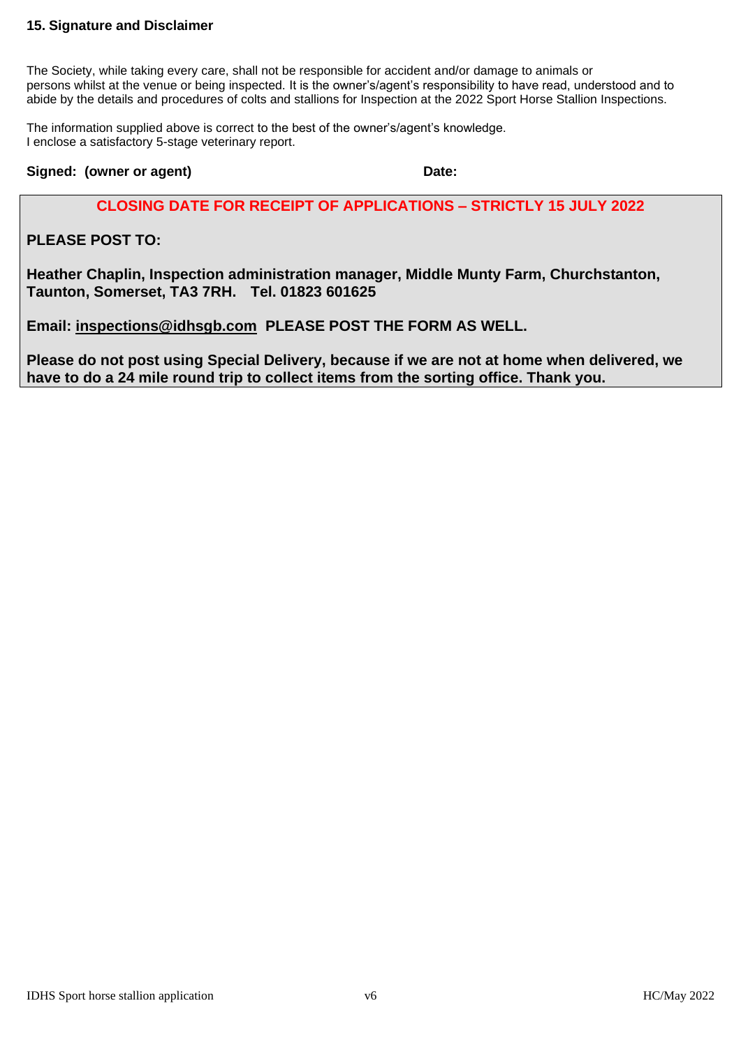### 15. Signature and Disclaimer

The Society, while taking every care, shall not be responsible for accident and/or damage to animals or persons whilst at the venue or being inspected. It is the owner's/agent's responsibility to have read, understood and to abide by the details and procedures of colts and stallions for Inspection at the 2022 Sport Horse Stallion Inspections.

The information supplied above is correct to the best of the owner's/agent's knowledge.
I enclose a satisfactory 5-stage veterinary report.

**Signed: (owner or agent)** **Date:**

**CLOSING DATE FOR RECEIPT OF APPLICATIONS – STRICTLY 15 JULY 2022**

**PLEASE POST TO:**

**Heather Chaplin, Inspection administration manager, Middle Munty Farm, Churchstanton, Taunton, Somerset, TA3 7RH. Tel. 01823 601625**

**Email: inspections@idhsgb.com PLEASE POST THE FORM AS WELL.**

**Please do not post using Special Delivery, because if we are not at home when delivered, we have to do a 24 mile round trip to collect items from the sorting office. Thank you.**